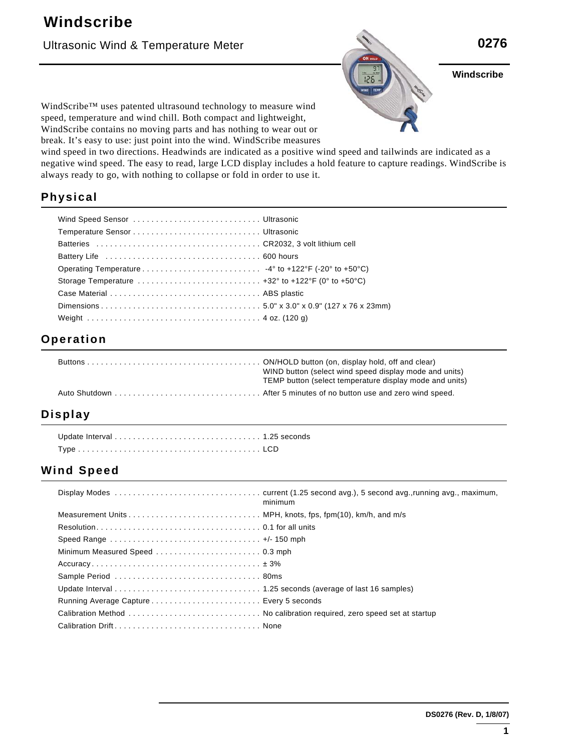# Windscribe

## Ultrasonic Wind & Temperature Meter

**0276**

**Windscribe**

WindScribe™ uses patented ultrasound technology to measure wind speed, temperature and wind chill. Both compact and lightweight, WindScribe contains no moving parts and has nothing to wear out or break. It's easy to use: just point into the wind. WindScribe measures wind speed in two directions. Headwinds are indicated as a positive wind speed and tailwinds are indicated as a negative wind speed. The easy to read, large LCD display includes a hold feature to capture readings. WindScribe is always ready to go, with nothing to collapse or fold in order to use it.

## Physical

| | |
|---|---|
| Wind Speed Sensor | Ultrasonic |
| Temperature Sensor | Ultrasonic |
| Batteries | CR2032, 3 volt lithium cell |
| Battery Life | 600 hours |
| Operating Temperature | -4° to +122°F (-20° to +50°C) |
| Storage Temperature | +32° to +122°F (0° to +50°C) |
| Case Material | ABS plastic |
| Dimensions | 5.0" x 3.0" x 0.9" (127 x 76 x 23mm) |
| Weight | 4 oz. (120 g) |

## Operation

| | |
|---|---|
| Buttons | ON/HOLD button (on, display hold, off and clear)<br>WIND button (select wind speed display mode and units)<br>TEMP button (select temperature display mode and units) |
| Auto Shutdown | After 5 minutes of no button use and zero wind speed. |

## Display

| | |
|---|---|
| Update Interval | 1.25 seconds |
| Type | LCD |

## Wind Speed

| | |
|---|---|
| Display Modes | current (1.25 second avg.), 5 second avg.,running avg., maximum, minimum |
| Measurement Units | MPH, knots, fps, fpm(10), km/h, and m/s |
| Resolution | 0.1 for all units |
| Speed Range | +/- 150 mph |
| Minimum Measured Speed | 0.3 mph |
| Accuracy | ± 3% |
| Sample Period | 80ms |
| Update Interval | 1.25 seconds (average of last 16 samples) |
| Running Average Capture | Every 5 seconds |
| Calibration Method | No calibration required, zero speed set at startup |
| Calibration Drift | None |

DS0276 (Rev. D, 1/8/07)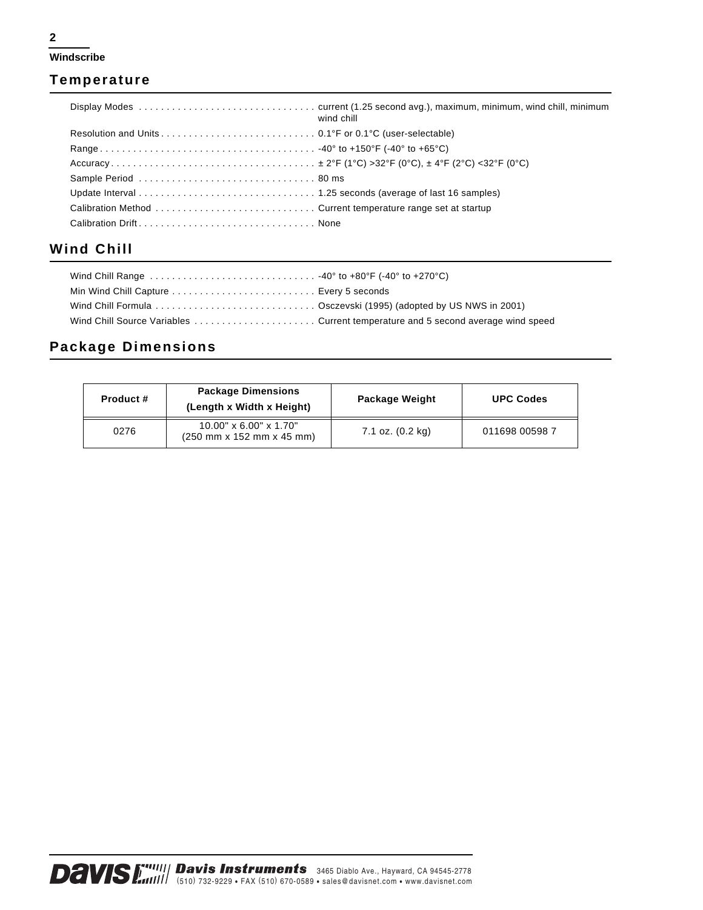## Temperature

Display Modes . . . . . . . . . . . . . . . . . . . . . . . . . . . . . . . . current (1.25 second avg.), maximum, minimum, wind chill, minimum wind chill
Resolution and Units . . . . . . . . . . . . . . . . . . . . . . . . . . . . 0.1°F or 0.1°C (user-selectable)
Range . . . . . . . . . . . . . . . . . . . . . . . . . . . . . . . . . . . . . . . -40° to +150°F (-40° to +65°C)
Accuracy . . . . . . . . . . . . . . . . . . . . . . . . . . . . . . . . . . . . . ± 2°F (1°C) >32°F (0°C), ± 4°F (2°C) <32°F (0°C)
Sample Period . . . . . . . . . . . . . . . . . . . . . . . . . . . . . . . . 80 ms
Update Interval . . . . . . . . . . . . . . . . . . . . . . . . . . . . . . . . 1.25 seconds (average of last 16 samples)
Calibration Method . . . . . . . . . . . . . . . . . . . . . . . . . . . . . Current temperature range set at startup
Calibration Drift . . . . . . . . . . . . . . . . . . . . . . . . . . . . . . . . None

## Wind Chill

Wind Chill Range . . . . . . . . . . . . . . . . . . . . . . . . . . . . . . -40° to +80°F (-40° to +270°C)
Min Wind Chill Capture . . . . . . . . . . . . . . . . . . . . . . . . . . Every 5 seconds
Wind Chill Formula . . . . . . . . . . . . . . . . . . . . . . . . . . . . . Osczevski (1995) (adopted by US NWS in 2001)
Wind Chill Source Variables . . . . . . . . . . . . . . . . . . . . . . Current temperature and 5 second average wind speed

## Package Dimensions

| Product # | Package Dimensions (Length x Width x Height) | Package Weight | UPC Codes |
|---|---|---|---|
| 0276 | 10.00" x 6.00" x 1.70" (250 mm x 152 mm x 45 mm) | 7.1 oz. (0.2 kg) | 011698 00598 7 |

Davis Instruments 3465 Diablo Ave., Hayward, CA 94545-2778
(510) 732-9229 • FAX (510) 670-0589 • sales@davisnet.com • www.davisnet.com